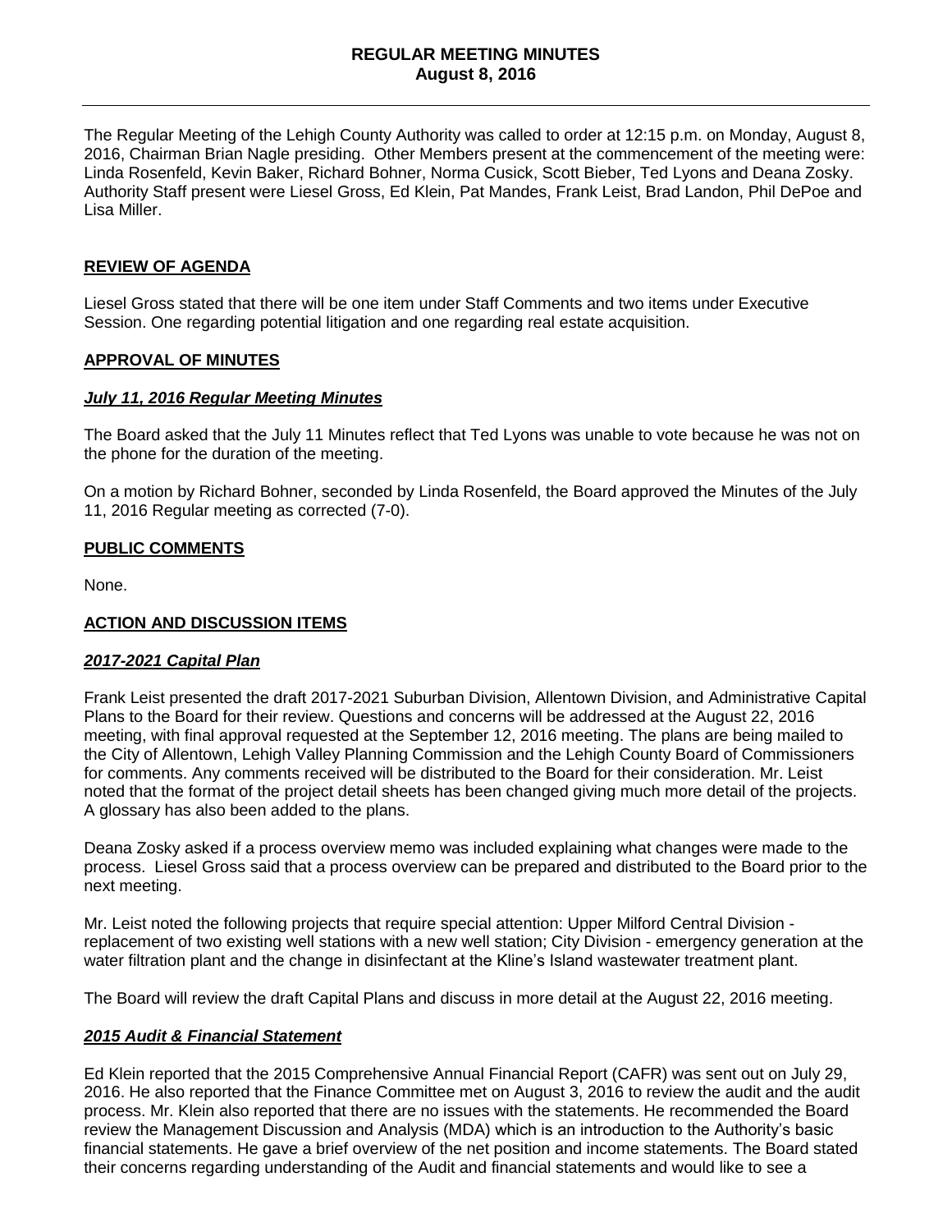# REGULAR MEETING MINUTES
## August 8, 2016

The Regular Meeting of the Lehigh County Authority was called to order at 12:15 p.m. on Monday, August 8, 2016, Chairman Brian Nagle presiding. Other Members present at the commencement of the meeting were: Linda Rosenfeld, Kevin Baker, Richard Bohner, Norma Cusick, Scott Bieber, Ted Lyons and Deana Zosky. Authority Staff present were Liesel Gross, Ed Klein, Pat Mandes, Frank Leist, Brad Landon, Phil DePoe and Lisa Miller.

**REVIEW OF AGENDA**

Liesel Gross stated that there will be one item under Staff Comments and two items under Executive Session. One regarding potential litigation and one regarding real estate acquisition.

**APPROVAL OF MINUTES**

***July 11, 2016 Regular Meeting Minutes***

The Board asked that the July 11 Minutes reflect that Ted Lyons was unable to vote because he was not on the phone for the duration of the meeting.

On a motion by Richard Bohner, seconded by Linda Rosenfeld, the Board approved the Minutes of the July 11, 2016 Regular meeting as corrected (7-0).

**PUBLIC COMMENTS**

None.

**ACTION AND DISCUSSION ITEMS**

***2017-2021 Capital Plan***

Frank Leist presented the draft 2017-2021 Suburban Division, Allentown Division, and Administrative Capital Plans to the Board for their review. Questions and concerns will be addressed at the August 22, 2016 meeting, with final approval requested at the September 12, 2016 meeting. The plans are being mailed to the City of Allentown, Lehigh Valley Planning Commission and the Lehigh County Board of Commissioners for comments. Any comments received will be distributed to the Board for their consideration. Mr. Leist noted that the format of the project detail sheets has been changed giving much more detail of the projects. A glossary has also been added to the plans.

Deana Zosky asked if a process overview memo was included explaining what changes were made to the process. Liesel Gross said that a process overview can be prepared and distributed to the Board prior to the next meeting.

Mr. Leist noted the following projects that require special attention: Upper Milford Central Division - replacement of two existing well stations with a new well station; City Division - emergency generation at the water filtration plant and the change in disinfectant at the Kline's Island wastewater treatment plant.

The Board will review the draft Capital Plans and discuss in more detail at the August 22, 2016 meeting.

***2015 Audit & Financial Statement***

Ed Klein reported that the 2015 Comprehensive Annual Financial Report (CAFR) was sent out on July 29, 2016. He also reported that the Finance Committee met on August 3, 2016 to review the audit and the audit process. Mr. Klein also reported that there are no issues with the statements. He recommended the Board review the Management Discussion and Analysis (MDA) which is an introduction to the Authority's basic financial statements. He gave a brief overview of the net position and income statements. The Board stated their concerns regarding understanding of the Audit and financial statements and would like to see a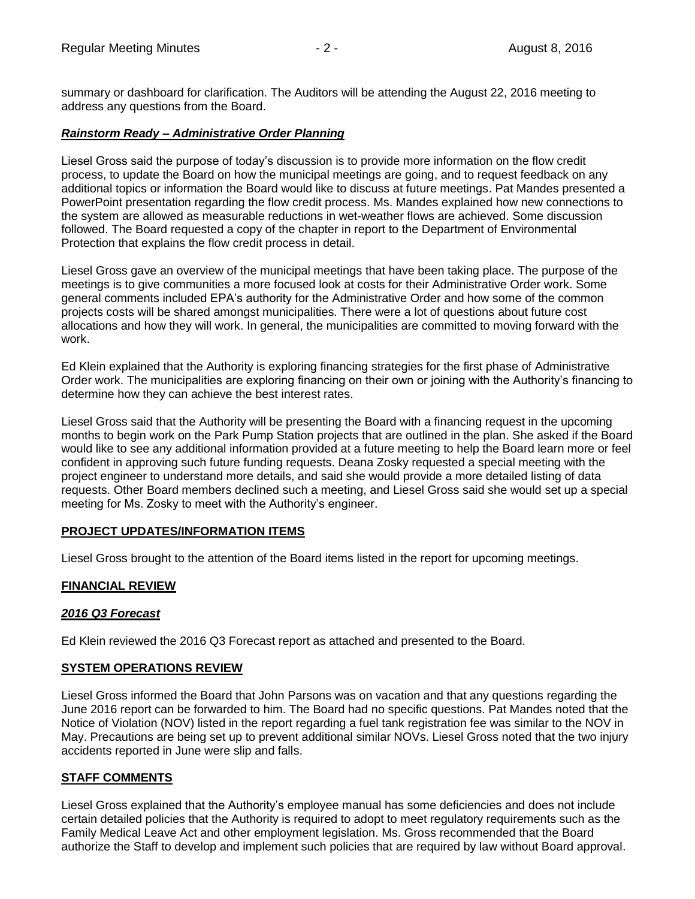summary or dashboard for clarification. The Auditors will be attending the August 22, 2016 meeting to address any questions from the Board.

***Rainstorm Ready – Administrative Order Planning***

Liesel Gross said the purpose of today's discussion is to provide more information on the flow credit process, to update the Board on how the municipal meetings are going, and to request feedback on any additional topics or information the Board would like to discuss at future meetings. Pat Mandes presented a PowerPoint presentation regarding the flow credit process. Ms. Mandes explained how new connections to the system are allowed as measurable reductions in wet-weather flows are achieved. Some discussion followed. The Board requested a copy of the chapter in report to the Department of Environmental Protection that explains the flow credit process in detail.

Liesel Gross gave an overview of the municipal meetings that have been taking place. The purpose of the meetings is to give communities a more focused look at costs for their Administrative Order work. Some general comments included EPA's authority for the Administrative Order and how some of the common projects costs will be shared amongst municipalities. There were a lot of questions about future cost allocations and how they will work. In general, the municipalities are committed to moving forward with the work.

Ed Klein explained that the Authority is exploring financing strategies for the first phase of Administrative Order work. The municipalities are exploring financing on their own or joining with the Authority's financing to determine how they can achieve the best interest rates.

Liesel Gross said that the Authority will be presenting the Board with a financing request in the upcoming months to begin work on the Park Pump Station projects that are outlined in the plan. She asked if the Board would like to see any additional information provided at a future meeting to help the Board learn more or feel confident in approving such future funding requests. Deana Zosky requested a special meeting with the project engineer to understand more details, and said she would provide a more detailed listing of data requests. Other Board members declined such a meeting, and Liesel Gross said she would set up a special meeting for Ms. Zosky to meet with the Authority's engineer.

**PROJECT UPDATES/INFORMATION ITEMS**

Liesel Gross brought to the attention of the Board items listed in the report for upcoming meetings.

**FINANCIAL REVIEW**

***2016 Q3 Forecast***

Ed Klein reviewed the 2016 Q3 Forecast report as attached and presented to the Board.

**SYSTEM OPERATIONS REVIEW**

Liesel Gross informed the Board that John Parsons was on vacation and that any questions regarding the June 2016 report can be forwarded to him. The Board had no specific questions. Pat Mandes noted that the Notice of Violation (NOV) listed in the report regarding a fuel tank registration fee was similar to the NOV in May. Precautions are being set up to prevent additional similar NOVs. Liesel Gross noted that the two injury accidents reported in June were slip and falls.

**STAFF COMMENTS**

Liesel Gross explained that the Authority's employee manual has some deficiencies and does not include certain detailed policies that the Authority is required to adopt to meet regulatory requirements such as the Family Medical Leave Act and other employment legislation. Ms. Gross recommended that the Board authorize the Staff to develop and implement such policies that are required by law without Board approval.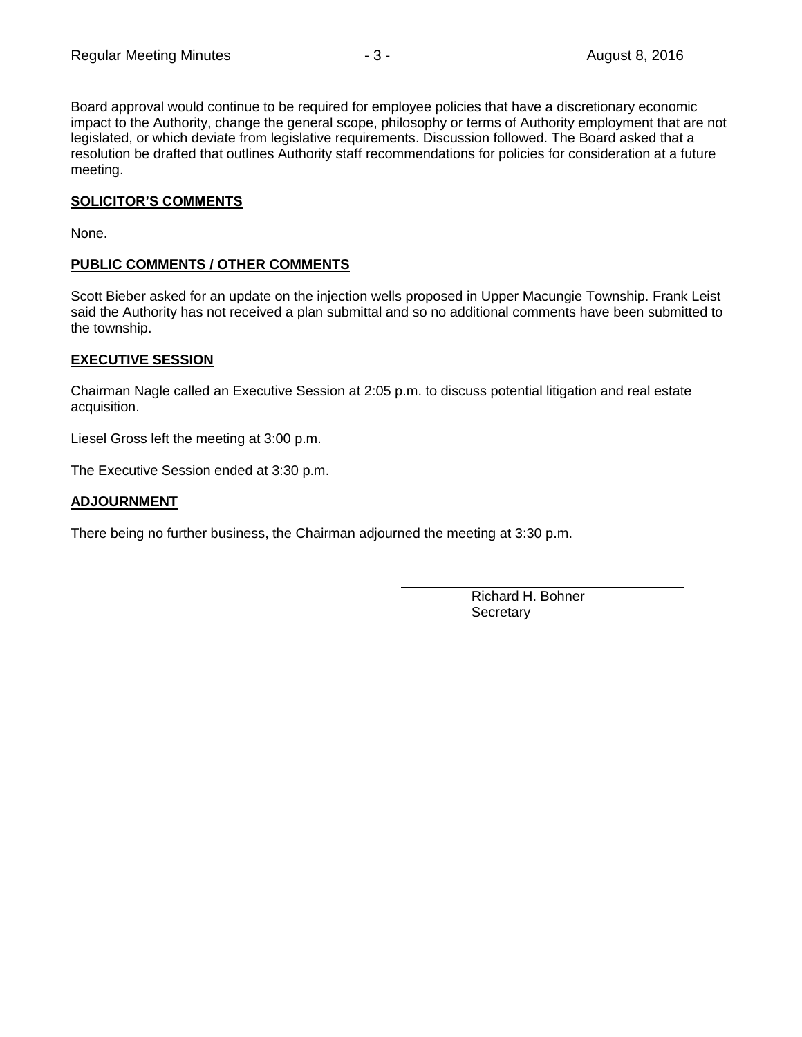Board approval would continue to be required for employee policies that have a discretionary economic impact to the Authority, change the general scope, philosophy or terms of Authority employment that are not legislated, or which deviate from legislative requirements. Discussion followed. The Board asked that a resolution be drafted that outlines Authority staff recommendations for policies for consideration at a future meeting.

## SOLICITOR'S COMMENTS

None.

## PUBLIC COMMENTS / OTHER COMMENTS

Scott Bieber asked for an update on the injection wells proposed in Upper Macungie Township. Frank Leist said the Authority has not received a plan submittal and so no additional comments have been submitted to the township.

## EXECUTIVE SESSION

Chairman Nagle called an Executive Session at 2:05 p.m. to discuss potential litigation and real estate acquisition.

Liesel Gross left the meeting at 3:00 p.m.

The Executive Session ended at 3:30 p.m.

## ADJOURNMENT

There being no further business, the Chairman adjourned the meeting at 3:30 p.m.

Richard H. Bohner
Secretary